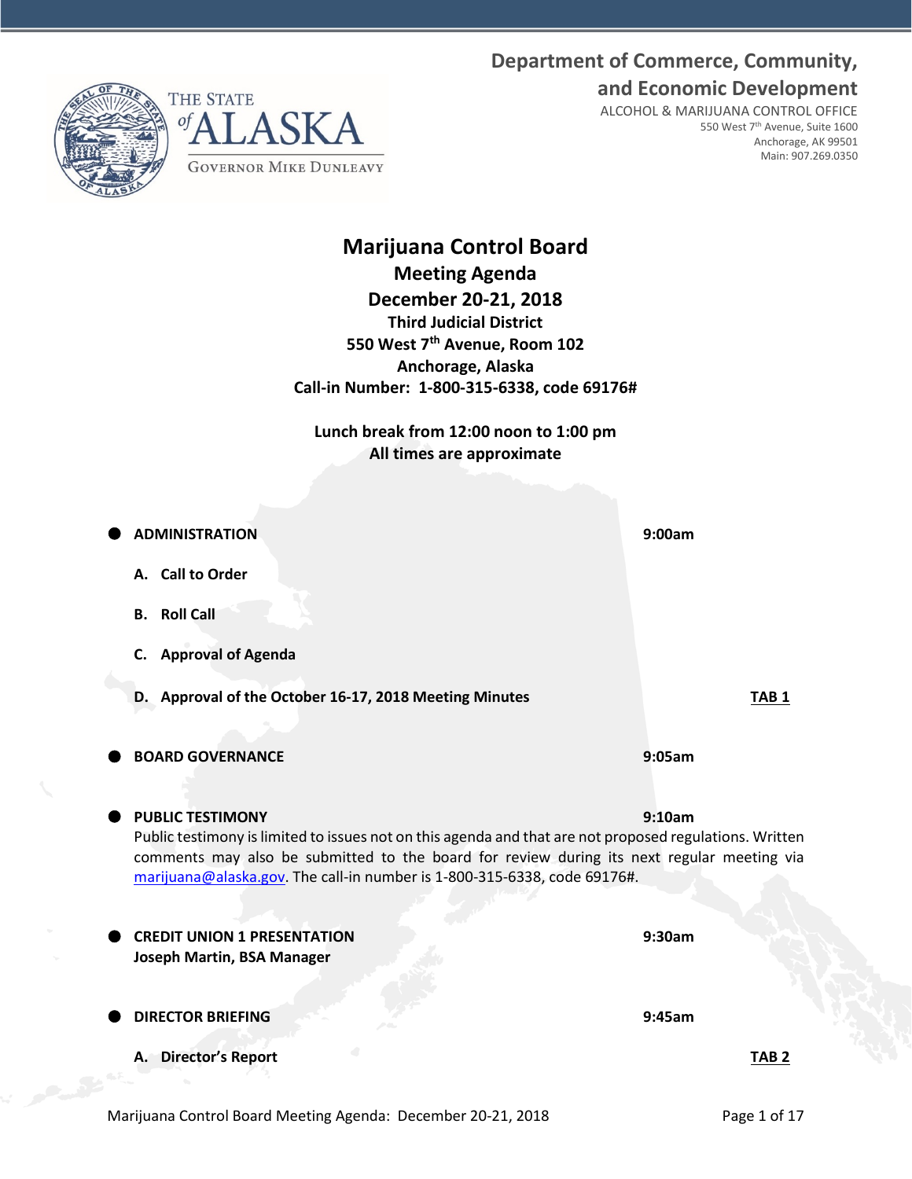THE STATE of ALASKA

GOVERNOR MIKE DUNLEAVY

**Department of Commerce, Community, and Economic Development**

ALCOHOL & MARIJUANA CONTROL OFFICE
550 West 7th Avenue, Suite 1600
Anchorage, AK 99501
Main: 907.269.0350

# Marijuana Control Board

## Meeting Agenda

## December 20-21, 2018

**Third Judicial District**
**550 West 7th Avenue, Room 102**
**Anchorage, Alaska**
**Call-in Number: 1-800-315-6338, code 69176#**

**Lunch break from 12:00 noon to 1:00 pm**
**All times are approximate**

- **ADMINISTRATION** — **9:00am**
  - **A. Call to Order**
  - **B. Roll Call**
  - **C. Approval of Agenda**
  - **D. Approval of the October 16-17, 2018 Meeting Minutes** — **TAB 1**

- **BOARD GOVERNANCE** — **9:05am**

- **PUBLIC TESTIMONY** — **9:10am**

  Public testimony is limited to issues not on this agenda and that are not proposed regulations. Written comments may also be submitted to the board for review during its next regular meeting via marijuana@alaska.gov. The call-in number is 1-800-315-6338, code 69176#.

- **CREDIT UNION 1 PRESENTATION** — **9:30am**

  **Joseph Martin, BSA Manager**

- **DIRECTOR BRIEFING** — **9:45am**
  - **A. Director's Report** — **TAB 2**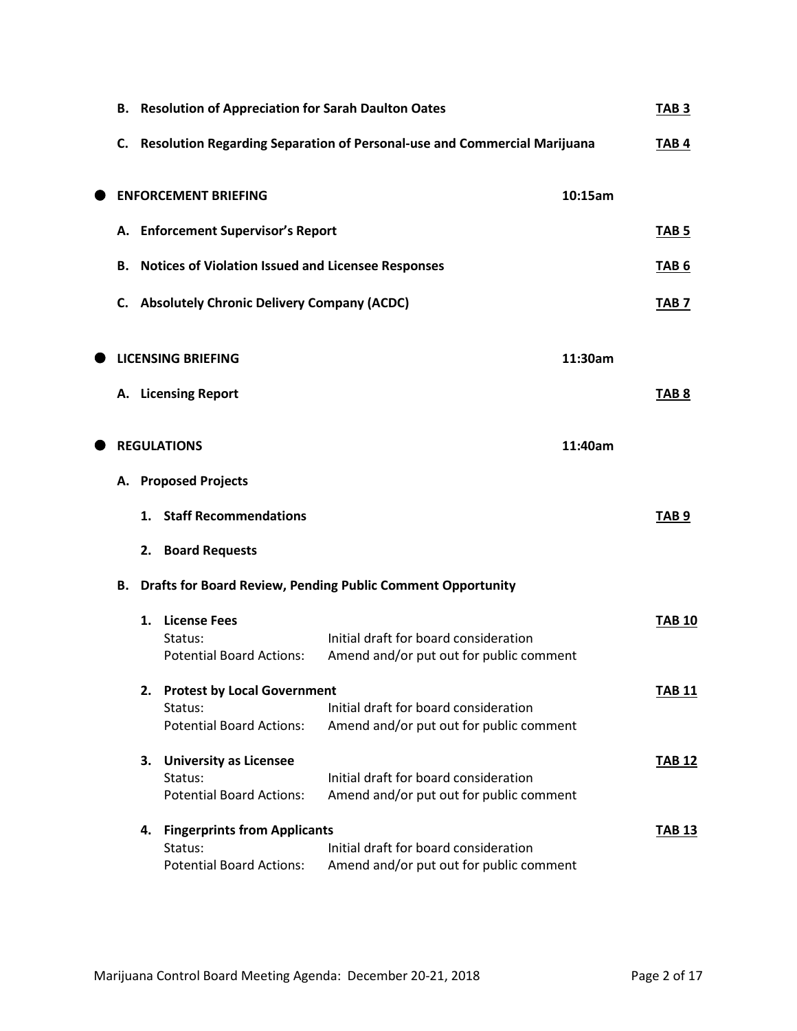- **B. Resolution of Appreciation for Sarah Daulton Oates** — **TAB 3**
- **C. Resolution Regarding Separation of Personal-use and Commercial Marijuana** — **TAB 4**

## ENFORCEMENT BRIEFING — 10:15am

- **A. Enforcement Supervisor's Report** — **TAB 5**
- **B. Notices of Violation Issued and Licensee Responses** — **TAB 6**
- **C. Absolutely Chronic Delivery Company (ACDC)** — **TAB 7**

## LICENSING BRIEFING — 11:30am

- **A. Licensing Report** — **TAB 8**

## REGULATIONS — 11:40am

- **A. Proposed Projects**
  1. **Staff Recommendations** — **TAB 9**
  2. **Board Requests**

- **B. Drafts for Board Review, Pending Public Comment Opportunity**
  1. **License Fees** — **TAB 10**
     Status: Initial draft for board consideration
     Potential Board Actions: Amend and/or put out for public comment
  2. **Protest by Local Government** — **TAB 11**
     Status: Initial draft for board consideration
     Potential Board Actions: Amend and/or put out for public comment
  3. **University as Licensee** — **TAB 12**
     Status: Initial draft for board consideration
     Potential Board Actions: Amend and/or put out for public comment
  4. **Fingerprints from Applicants** — **TAB 13**
     Status: Initial draft for board consideration
     Potential Board Actions: Amend and/or put out for public comment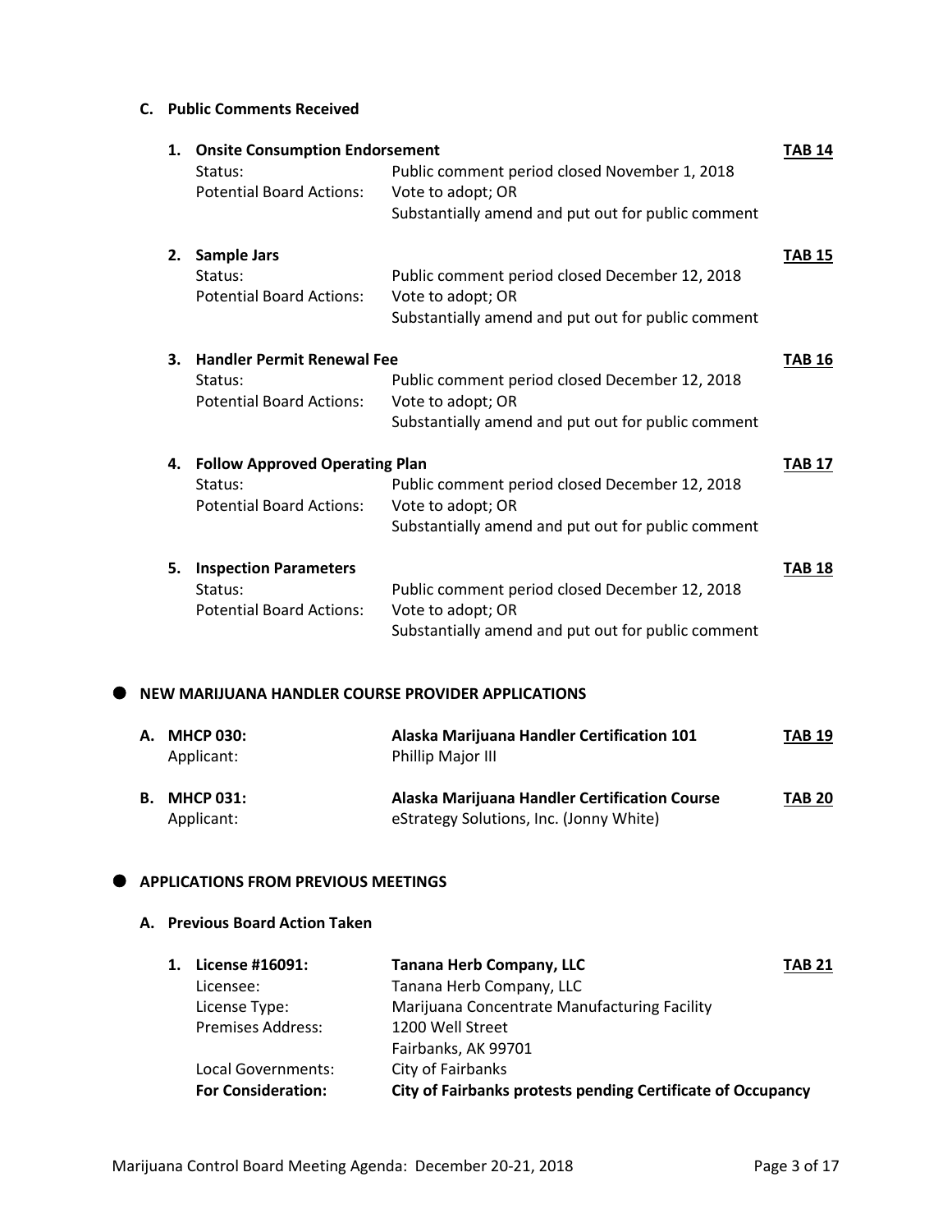### C. Public Comments Received

**1. Onsite Consumption Endorsement** — **TAB 14**

| | |
|---|---|
| Status: | Public comment period closed November 1, 2018 |
| Potential Board Actions: | Vote to adopt; OR<br>Substantially amend and put out for public comment |

**2. Sample Jars** — **TAB 15**

| | |
|---|---|
| Status: | Public comment period closed December 12, 2018 |
| Potential Board Actions: | Vote to adopt; OR<br>Substantially amend and put out for public comment |

**3. Handler Permit Renewal Fee** — **TAB 16**

| | |
|---|---|
| Status: | Public comment period closed December 12, 2018 |
| Potential Board Actions: | Vote to adopt; OR<br>Substantially amend and put out for public comment |

**4. Follow Approved Operating Plan** — **TAB 17**

| | |
|---|---|
| Status: | Public comment period closed December 12, 2018 |
| Potential Board Actions: | Vote to adopt; OR<br>Substantially amend and put out for public comment |

**5. Inspection Parameters** — **TAB 18**

| | |
|---|---|
| Status: | Public comment period closed December 12, 2018 |
| Potential Board Actions: | Vote to adopt; OR<br>Substantially amend and put out for public comment |

## ● NEW MARIJUANA HANDLER COURSE PROVIDER APPLICATIONS

| | | |
|---|---|---|
| **A. MHCP 030:** | **Alaska Marijuana Handler Certification 101** | **TAB 19** |
| Applicant: | Phillip Major III | |
| **B. MHCP 031:** | **Alaska Marijuana Handler Certification Course** | **TAB 20** |
| Applicant: | eStrategy Solutions, Inc. (Jonny White) | |

## ● APPLICATIONS FROM PREVIOUS MEETINGS

### A. Previous Board Action Taken

| | | |
|---|---|---|
| **1. License #16091:** | **Tanana Herb Company, LLC** | **TAB 21** |
| Licensee: | Tanana Herb Company, LLC | |
| License Type: | Marijuana Concentrate Manufacturing Facility | |
| Premises Address: | 1200 Well Street<br>Fairbanks, AK 99701 | |
| Local Governments: | City of Fairbanks | |
| **For Consideration:** | **City of Fairbanks protests pending Certificate of Occupancy** | |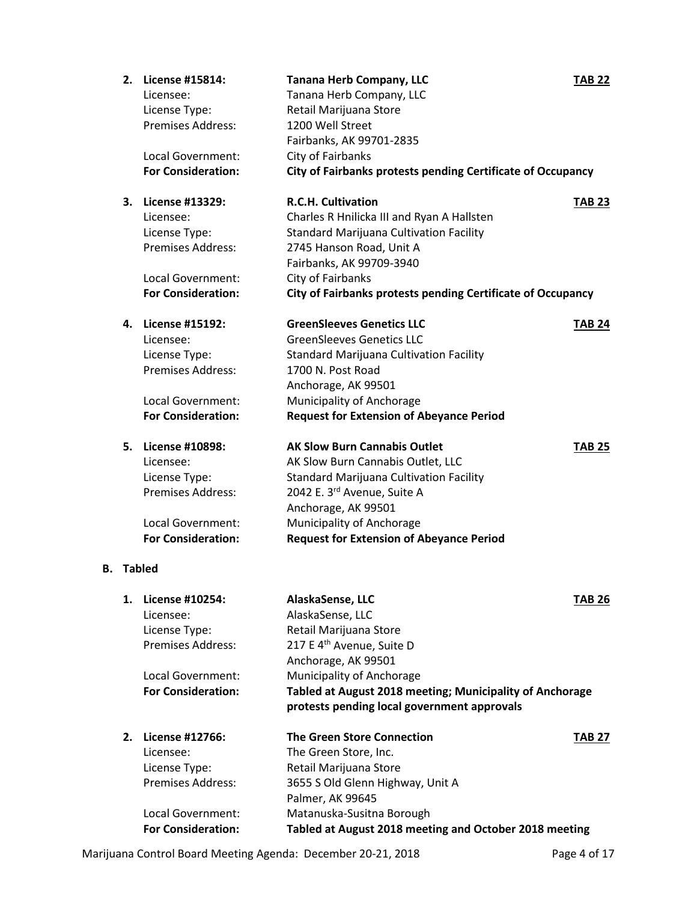2. **License #15814:** **Tanana Herb Company, LLC** **TAB 22**
   Licensee: Tanana Herb Company, LLC
   License Type: Retail Marijuana Store
   Premises Address: 1200 Well Street
   Fairbanks, AK 99701-2835
   Local Government: City of Fairbanks
   **For Consideration:** **City of Fairbanks protests pending Certificate of Occupancy**

3. **License #13329:** **R.C.H. Cultivation** **TAB 23**
   Licensee: Charles R Hnilicka III and Ryan A Hallsten
   License Type: Standard Marijuana Cultivation Facility
   Premises Address: 2745 Hanson Road, Unit A
   Fairbanks, AK 99709-3940
   Local Government: City of Fairbanks
   **For Consideration:** **City of Fairbanks protests pending Certificate of Occupancy**

4. **License #15192:** **GreenSleeves Genetics LLC** **TAB 24**
   Licensee: GreenSleeves Genetics LLC
   License Type: Standard Marijuana Cultivation Facility
   Premises Address: 1700 N. Post Road
   Anchorage, AK 99501
   Local Government: Municipality of Anchorage
   **For Consideration:** **Request for Extension of Abeyance Period**

5. **License #10898:** **AK Slow Burn Cannabis Outlet** **TAB 25**
   Licensee: AK Slow Burn Cannabis Outlet, LLC
   License Type: Standard Marijuana Cultivation Facility
   Premises Address: 2042 E. 3rd Avenue, Suite A
   Anchorage, AK 99501
   Local Government: Municipality of Anchorage
   **For Consideration:** **Request for Extension of Abeyance Period**

**B. Tabled**

1. **License #10254:** **AlaskaSense, LLC** **TAB 26**
   Licensee: AlaskaSense, LLC
   License Type: Retail Marijuana Store
   Premises Address: 217 E 4th Avenue, Suite D
   Anchorage, AK 99501
   Local Government: Municipality of Anchorage
   **For Consideration:** **Tabled at August 2018 meeting; Municipality of Anchorage protests pending local government approvals**

2. **License #12766:** **The Green Store Connection** **TAB 27**
   Licensee: The Green Store, Inc.
   License Type: Retail Marijuana Store
   Premises Address: 3655 S Old Glenn Highway, Unit A
   Palmer, AK 99645
   Local Government: Matanuska-Susitna Borough
   **For Consideration:** **Tabled at August 2018 meeting and October 2018 meeting**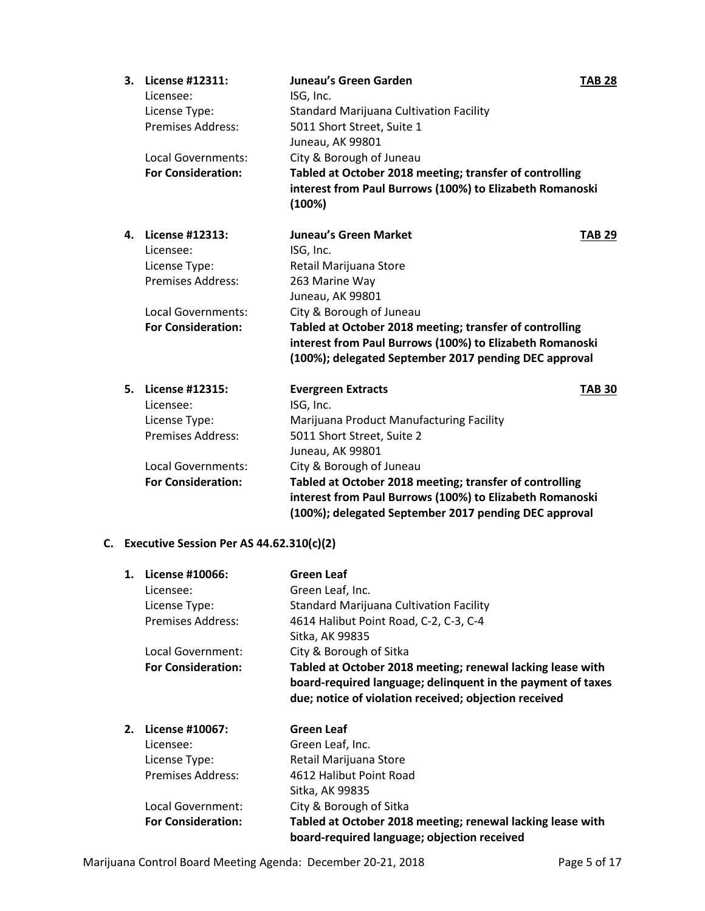3. **License #12311:** **Juneau's Green Garden** **TAB 28**
   Licensee: ISG, Inc.
   License Type: Standard Marijuana Cultivation Facility
   Premises Address: 5011 Short Street, Suite 1
   Juneau, AK 99801
   Local Governments: City & Borough of Juneau
   **For Consideration:** **Tabled at October 2018 meeting; transfer of controlling interest from Paul Burrows (100%) to Elizabeth Romanoski (100%)**

4. **License #12313:** **Juneau's Green Market** **TAB 29**
   Licensee: ISG, Inc.
   License Type: Retail Marijuana Store
   Premises Address: 263 Marine Way
   Juneau, AK 99801
   Local Governments: City & Borough of Juneau
   **For Consideration:** **Tabled at October 2018 meeting; transfer of controlling interest from Paul Burrows (100%) to Elizabeth Romanoski (100%); delegated September 2017 pending DEC approval**

5. **License #12315:** **Evergreen Extracts** **TAB 30**
   Licensee: ISG, Inc.
   License Type: Marijuana Product Manufacturing Facility
   Premises Address: 5011 Short Street, Suite 2
   Juneau, AK 99801
   Local Governments: City & Borough of Juneau
   **For Consideration:** **Tabled at October 2018 meeting; transfer of controlling interest from Paul Burrows (100%) to Elizabeth Romanoski (100%); delegated September 2017 pending DEC approval**

## C. Executive Session Per AS 44.62.310(c)(2)

1. **License #10066:** **Green Leaf**
   Licensee: Green Leaf, Inc.
   License Type: Standard Marijuana Cultivation Facility
   Premises Address: 4614 Halibut Point Road, C-2, C-3, C-4
   Sitka, AK 99835
   Local Government: City & Borough of Sitka
   **For Consideration:** **Tabled at October 2018 meeting; renewal lacking lease with board-required language; delinquent in the payment of taxes due; notice of violation received; objection received**

2. **License #10067:** **Green Leaf**
   Licensee: Green Leaf, Inc.
   License Type: Retail Marijuana Store
   Premises Address: 4612 Halibut Point Road
   Sitka, AK 99835
   Local Government: City & Borough of Sitka
   **For Consideration:** **Tabled at October 2018 meeting; renewal lacking lease with board-required language; objection received**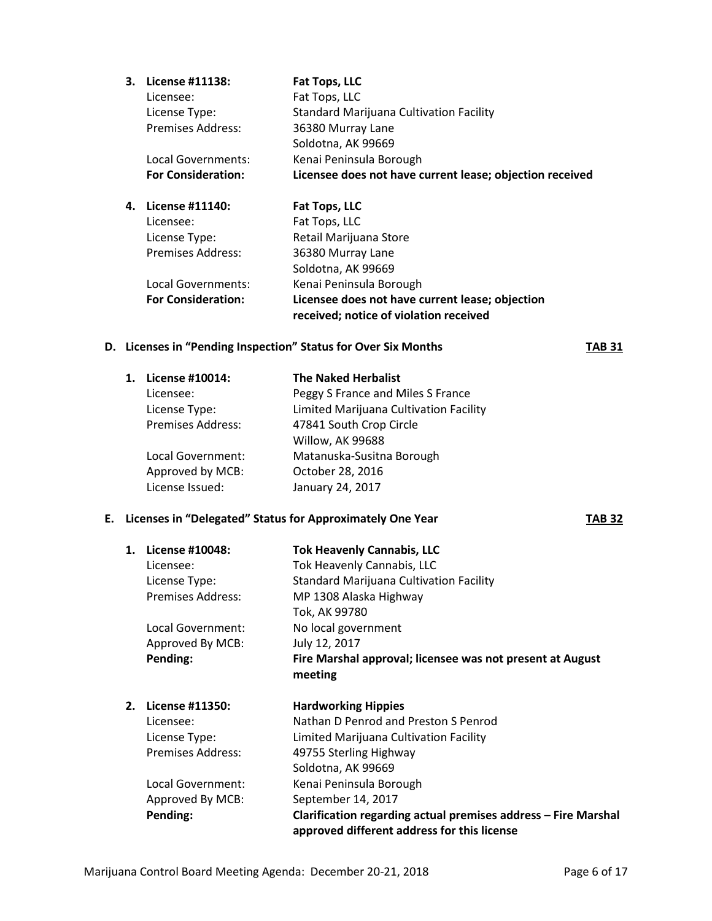3. **License #11138: Fat Tops, LLC**
   Licensee: Fat Tops, LLC
   License Type: Standard Marijuana Cultivation Facility
   Premises Address: 36380 Murray Lane
   Soldotna, AK 99669
   Local Governments: Kenai Peninsula Borough
   **For Consideration: Licensee does not have current lease; objection received**

4. **License #11140: Fat Tops, LLC**
   Licensee: Fat Tops, LLC
   License Type: Retail Marijuana Store
   Premises Address: 36380 Murray Lane
   Soldotna, AK 99669
   Local Governments: Kenai Peninsula Borough
   **For Consideration: Licensee does not have current lease; objection received; notice of violation received**

**D. Licenses in "Pending Inspection" Status for Over Six Months** **TAB 31**

1. **License #10014: The Naked Herbalist**
   Licensee: Peggy S France and Miles S France
   License Type: Limited Marijuana Cultivation Facility
   Premises Address: 47841 South Crop Circle
   Willow, AK 99688
   Local Government: Matanuska-Susitna Borough
   Approved by MCB: October 28, 2016
   License Issued: January 24, 2017

**E. Licenses in "Delegated" Status for Approximately One Year** **TAB 32**

1. **License #10048: Tok Heavenly Cannabis, LLC**
   Licensee: Tok Heavenly Cannabis, LLC
   License Type: Standard Marijuana Cultivation Facility
   Premises Address: MP 1308 Alaska Highway
   Tok, AK 99780
   Local Government: No local government
   Approved By MCB: July 12, 2017
   **Pending: Fire Marshal approval; licensee was not present at August meeting**

2. **License #11350: Hardworking Hippies**
   Licensee: Nathan D Penrod and Preston S Penrod
   License Type: Limited Marijuana Cultivation Facility
   Premises Address: 49755 Sterling Highway
   Soldotna, AK 99669
   Local Government: Kenai Peninsula Borough
   Approved By MCB: September 14, 2017
   **Pending: Clarification regarding actual premises address – Fire Marshal approved different address for this license**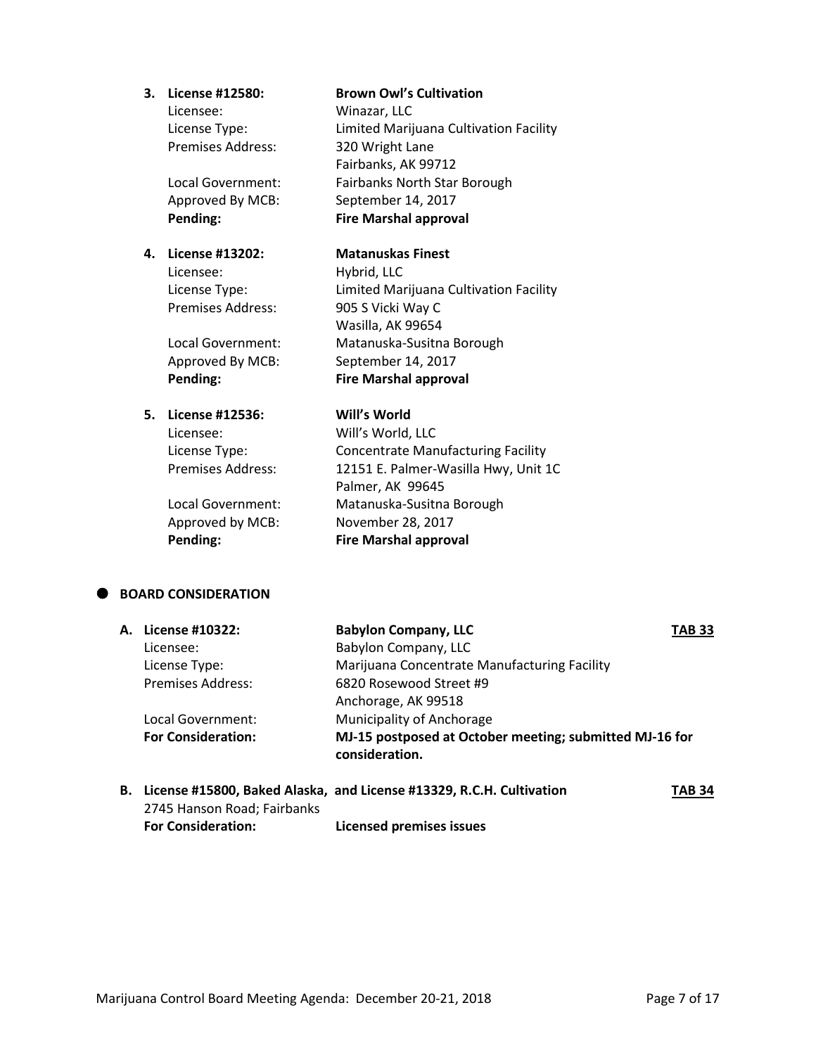3. **License #12580:** **Brown Owl's Cultivation**
   Licensee: Winazar, LLC
   License Type: Limited Marijuana Cultivation Facility
   Premises Address: 320 Wright Lane
   Fairbanks, AK 99712
   Local Government: Fairbanks North Star Borough
   Approved By MCB: September 14, 2017
   **Pending:** **Fire Marshal approval**

4. **License #13202:** **Matanuskas Finest**
   Licensee: Hybrid, LLC
   License Type: Limited Marijuana Cultivation Facility
   Premises Address: 905 S Vicki Way C
   Wasilla, AK 99654
   Local Government: Matanuska-Susitna Borough
   Approved By MCB: September 14, 2017
   **Pending:** **Fire Marshal approval**

5. **License #12536:** **Will's World**
   Licensee: Will's World, LLC
   License Type: Concentrate Manufacturing Facility
   Premises Address: 12151 E. Palmer-Wasilla Hwy, Unit 1C
   Palmer, AK 99645
   Local Government: Matanuska-Susitna Borough
   Approved by MCB: November 28, 2017
   **Pending:** **Fire Marshal approval**

- **BOARD CONSIDERATION**

A. **License #10322:** **Babylon Company, LLC** **TAB 33**
   Licensee: Babylon Company, LLC
   License Type: Marijuana Concentrate Manufacturing Facility
   Premises Address: 6820 Rosewood Street #9
   Anchorage, AK 99518
   Local Government: Municipality of Anchorage
   **For Consideration:** **MJ-15 postposed at October meeting; submitted MJ-16 for consideration.**

B. **License #15800, Baked Alaska, and License #13329, R.C.H. Cultivation** **TAB 34**
   2745 Hanson Road; Fairbanks
   **For Consideration:** **Licensed premises issues**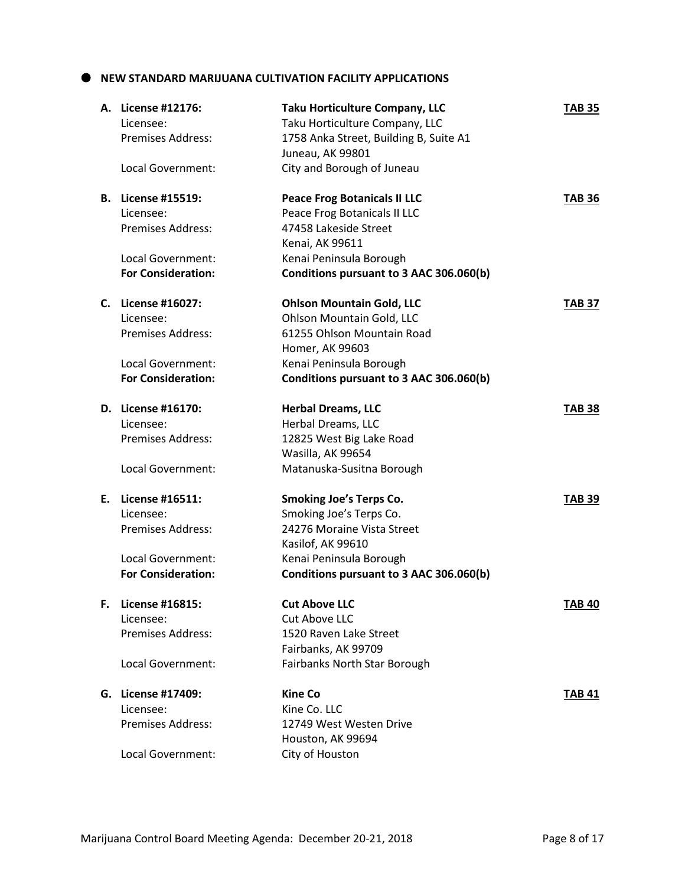## NEW STANDARD MARIJUANA CULTIVATION FACILITY APPLICATIONS

**A. License #12176:** **Taku Horticulture Company, LLC** **TAB 35**

Licensee: Taku Horticulture Company, LLC
Premises Address: 1758 Anka Street, Building B, Suite A1
Juneau, AK 99801
Local Government: City and Borough of Juneau

**B. License #15519:** **Peace Frog Botanicals II LLC** **TAB 36**

Licensee: Peace Frog Botanicals II LLC
Premises Address: 47458 Lakeside Street
Kenai, AK 99611
Local Government: Kenai Peninsula Borough
**For Consideration:** **Conditions pursuant to 3 AAC 306.060(b)**

**C. License #16027:** **Ohlson Mountain Gold, LLC** **TAB 37**

Licensee: Ohlson Mountain Gold, LLC
Premises Address: 61255 Ohlson Mountain Road
Homer, AK 99603
Local Government: Kenai Peninsula Borough
**For Consideration:** **Conditions pursuant to 3 AAC 306.060(b)**

**D. License #16170:** **Herbal Dreams, LLC** **TAB 38**

Licensee: Herbal Dreams, LLC
Premises Address: 12825 West Big Lake Road
Wasilla, AK 99654
Local Government: Matanuska-Susitna Borough

**E. License #16511:** **Smoking Joe's Terps Co.** **TAB 39**

Licensee: Smoking Joe's Terps Co.
Premises Address: 24276 Moraine Vista Street
Kasilof, AK 99610
Local Government: Kenai Peninsula Borough
**For Consideration:** **Conditions pursuant to 3 AAC 306.060(b)**

**F. License #16815:** **Cut Above LLC** **TAB 40**

Licensee: Cut Above LLC
Premises Address: 1520 Raven Lake Street
Fairbanks, AK 99709
Local Government: Fairbanks North Star Borough

**G. License #17409:** **Kine Co** **TAB 41**

Licensee: Kine Co. LLC
Premises Address: 12749 West Westen Drive
Houston, AK 99694
Local Government: City of Houston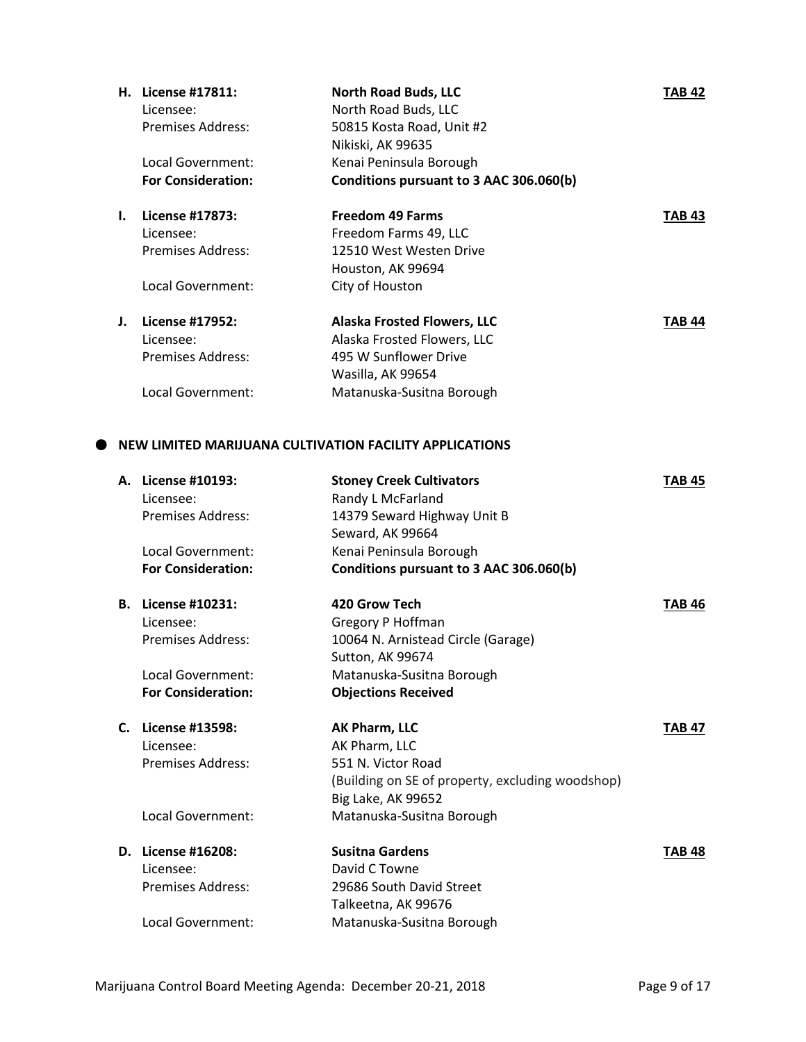**H. License #17811:** **North Road Buds, LLC** **TAB 42**

Licensee: North Road Buds, LLC

Premises Address: 50815 Kosta Road, Unit #2
Nikiski, AK 99635

Local Government: Kenai Peninsula Borough

**For Consideration:** **Conditions pursuant to 3 AAC 306.060(b)**

**I. License #17873:** **Freedom 49 Farms** **TAB 43**

Licensee: Freedom Farms 49, LLC

Premises Address: 12510 West Westen Drive
Houston, AK 99694

Local Government: City of Houston

**J. License #17952:** **Alaska Frosted Flowers, LLC** **TAB 44**

Licensee: Alaska Frosted Flowers, LLC

Premises Address: 495 W Sunflower Drive
Wasilla, AK 99654

Local Government: Matanuska-Susitna Borough

## ● NEW LIMITED MARIJUANA CULTIVATION FACILITY APPLICATIONS

**A. License #10193:** **Stoney Creek Cultivators** **TAB 45**

Licensee: Randy L McFarland

Premises Address: 14379 Seward Highway Unit B
Seward, AK 99664

Local Government: Kenai Peninsula Borough

**For Consideration:** **Conditions pursuant to 3 AAC 306.060(b)**

**B. License #10231:** **420 Grow Tech** **TAB 46**

Licensee: Gregory P Hoffman

Premises Address: 10064 N. Arnistead Circle (Garage)
Sutton, AK 99674

Local Government: Matanuska-Susitna Borough

**For Consideration:** **Objections Received**

**C. License #13598:** **AK Pharm, LLC** **TAB 47**

Licensee: AK Pharm, LLC

Premises Address: 551 N. Victor Road
(Building on SE of property, excluding woodshop)
Big Lake, AK 99652

Local Government: Matanuska-Susitna Borough

**D. License #16208:** **Susitna Gardens** **TAB 48**

Licensee: David C Towne

Premises Address: 29686 South David Street
Talkeetna, AK 99676

Local Government: Matanuska-Susitna Borough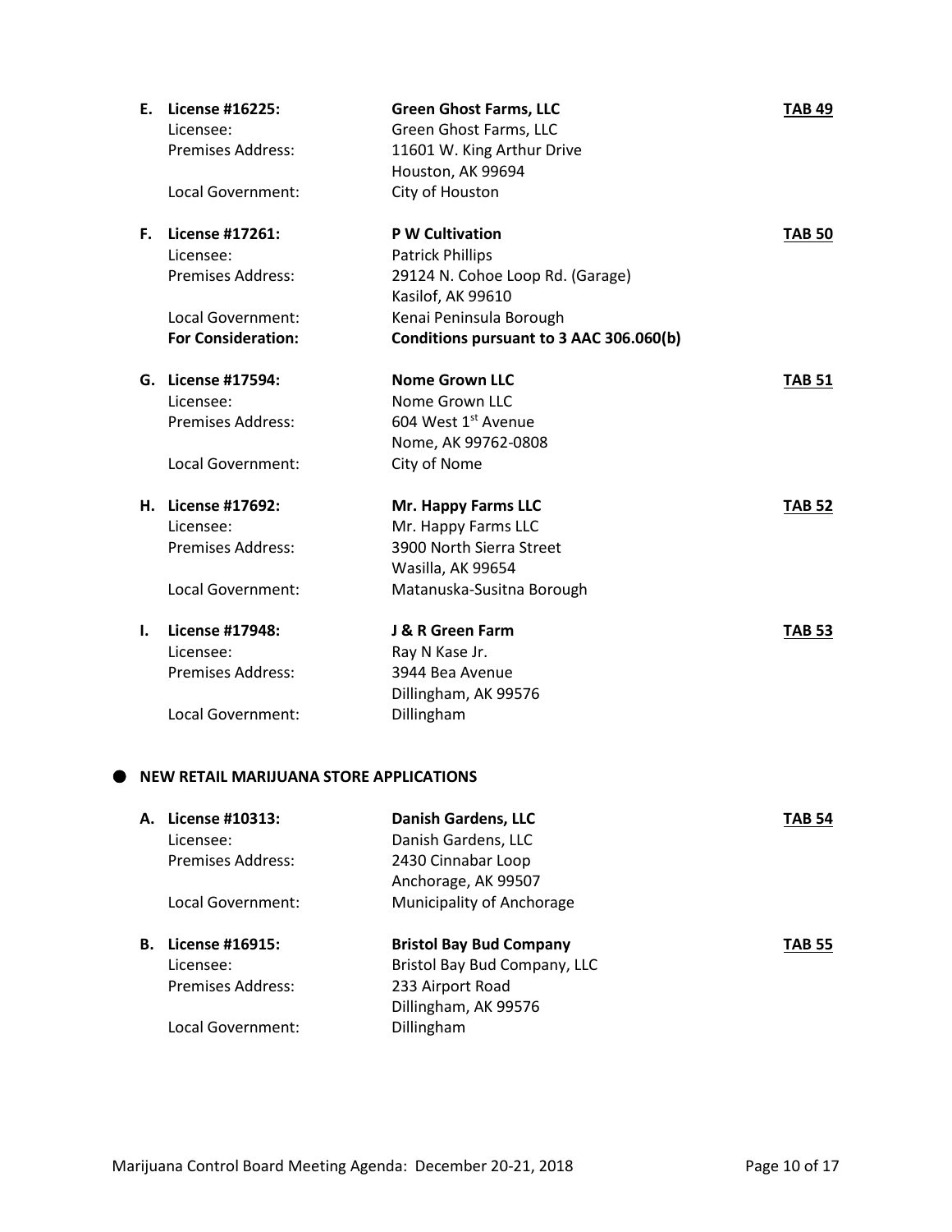**E. License #16225:** **Green Ghost Farms, LLC** **TAB 49**
Licensee: Green Ghost Farms, LLC
Premises Address: 11601 W. King Arthur Drive
Houston, AK 99694
Local Government: City of Houston

**F. License #17261:** **P W Cultivation** **TAB 50**
Licensee: Patrick Phillips
Premises Address: 29124 N. Cohoe Loop Rd. (Garage)
Kasilof, AK 99610
Local Government: Kenai Peninsula Borough
**For Consideration:** **Conditions pursuant to 3 AAC 306.060(b)**

**G. License #17594:** **Nome Grown LLC** **TAB 51**
Licensee: Nome Grown LLC
Premises Address: 604 West 1st Avenue
Nome, AK 99762-0808
Local Government: City of Nome

**H. License #17692:** **Mr. Happy Farms LLC** **TAB 52**
Licensee: Mr. Happy Farms LLC
Premises Address: 3900 North Sierra Street
Wasilla, AK 99654
Local Government: Matanuska-Susitna Borough

**I. License #17948:** **J & R Green Farm** **TAB 53**
Licensee: Ray N Kase Jr.
Premises Address: 3944 Bea Avenue
Dillingham, AK 99576
Local Government: Dillingham

- **NEW RETAIL MARIJUANA STORE APPLICATIONS**

**A. License #10313:** **Danish Gardens, LLC** **TAB 54**
Licensee: Danish Gardens, LLC
Premises Address: 2430 Cinnabar Loop
Anchorage, AK 99507
Local Government: Municipality of Anchorage

**B. License #16915:** **Bristol Bay Bud Company** **TAB 55**
Licensee: Bristol Bay Bud Company, LLC
Premises Address: 233 Airport Road
Dillingham, AK 99576
Local Government: Dillingham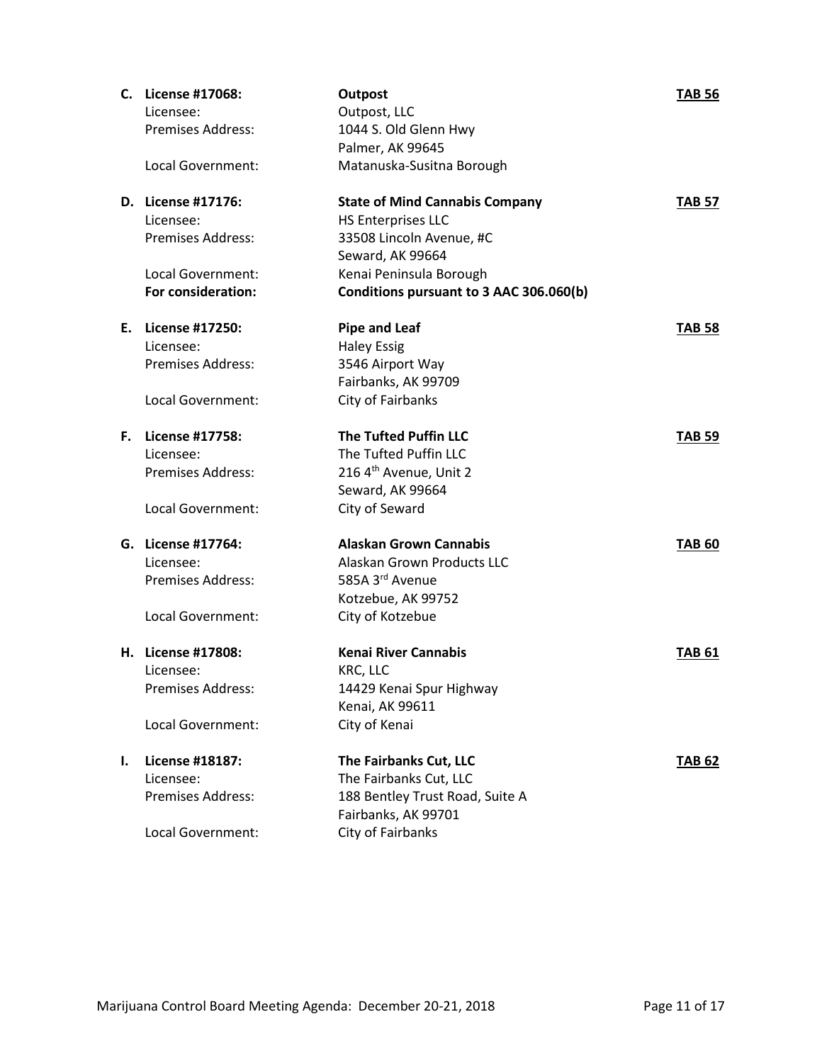**C. License #17068:** **Outpost** **TAB 56**
Licensee: Outpost, LLC
Premises Address: 1044 S. Old Glenn Hwy
Palmer, AK 99645
Local Government: Matanuska-Susitna Borough

**D. License #17176:** **State of Mind Cannabis Company** **TAB 57**
Licensee: HS Enterprises LLC
Premises Address: 33508 Lincoln Avenue, #C
Seward, AK 99664
Local Government: Kenai Peninsula Borough
**For consideration:** **Conditions pursuant to 3 AAC 306.060(b)**

**E. License #17250:** **Pipe and Leaf** **TAB 58**
Licensee: Haley Essig
Premises Address: 3546 Airport Way
Fairbanks, AK 99709
Local Government: City of Fairbanks

**F. License #17758:** **The Tufted Puffin LLC** **TAB 59**
Licensee: The Tufted Puffin LLC
Premises Address: 216 4th Avenue, Unit 2
Seward, AK 99664
Local Government: City of Seward

**G. License #17764:** **Alaskan Grown Cannabis** **TAB 60**
Licensee: Alaskan Grown Products LLC
Premises Address: 585A 3rd Avenue
Kotzebue, AK 99752
Local Government: City of Kotzebue

**H. License #17808:** **Kenai River Cannabis** **TAB 61**
Licensee: KRC, LLC
Premises Address: 14429 Kenai Spur Highway
Kenai, AK 99611
Local Government: City of Kenai

**I. License #18187:** **The Fairbanks Cut, LLC** **TAB 62**
Licensee: The Fairbanks Cut, LLC
Premises Address: 188 Bentley Trust Road, Suite A
Fairbanks, AK 99701
Local Government: City of Fairbanks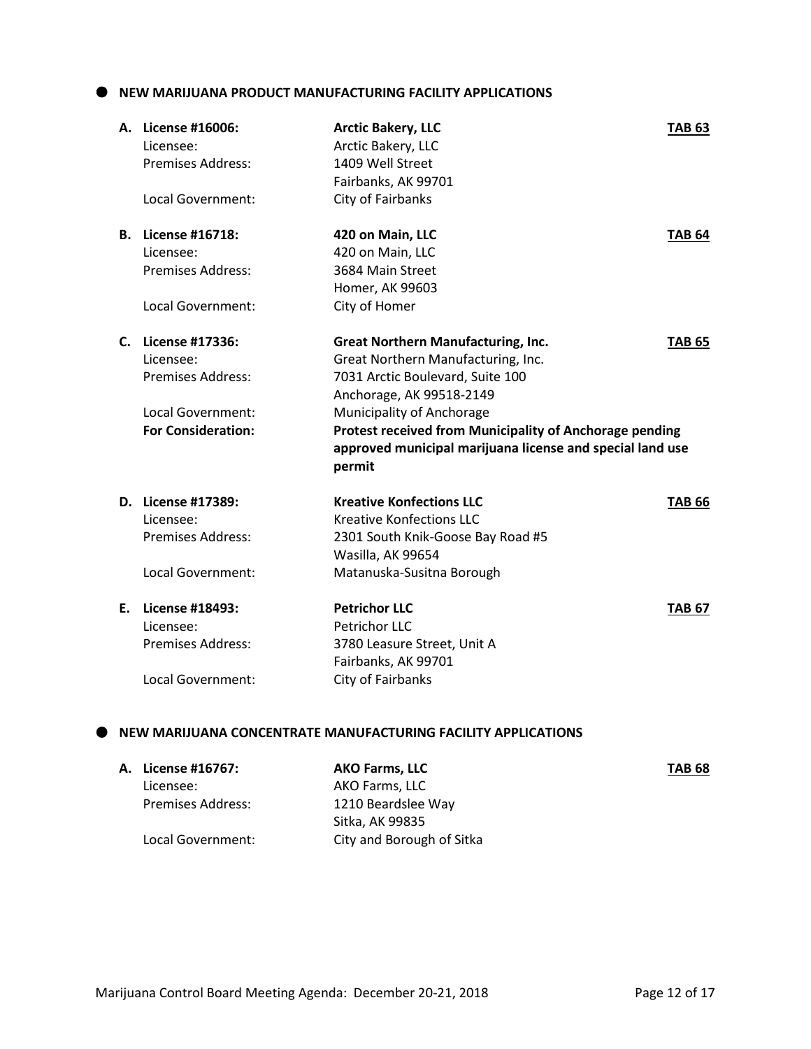## NEW MARIJUANA PRODUCT MANUFACTURING FACILITY APPLICATIONS

**A. License #16006:** **Arctic Bakery, LLC** **TAB 63**
Licensee: Arctic Bakery, LLC
Premises Address: 1409 Well Street
Fairbanks, AK 99701
Local Government: City of Fairbanks

**B. License #16718:** **420 on Main, LLC** **TAB 64**
Licensee: 420 on Main, LLC
Premises Address: 3684 Main Street
Homer, AK 99603
Local Government: City of Homer

**C. License #17336:** **Great Northern Manufacturing, Inc.** **TAB 65**
Licensee: Great Northern Manufacturing, Inc.
Premises Address: 7031 Arctic Boulevard, Suite 100
Anchorage, AK 99518-2149
Local Government: Municipality of Anchorage
**For Consideration:** **Protest received from Municipality of Anchorage pending approved municipal marijuana license and special land use permit**

**D. License #17389:** **Kreative Konfections LLC** **TAB 66**
Licensee: Kreative Konfections LLC
Premises Address: 2301 South Knik-Goose Bay Road #5
Wasilla, AK 99654
Local Government: Matanuska-Susitna Borough

**E. License #18493:** **Petrichor LLC** **TAB 67**
Licensee: Petrichor LLC
Premises Address: 3780 Leasure Street, Unit A
Fairbanks, AK 99701
Local Government: City of Fairbanks

## NEW MARIJUANA CONCENTRATE MANUFACTURING FACILITY APPLICATIONS

**A. License #16767:** **AKO Farms, LLC** **TAB 68**
Licensee: AKO Farms, LLC
Premises Address: 1210 Beardslee Way
Sitka, AK 99835
Local Government: City and Borough of Sitka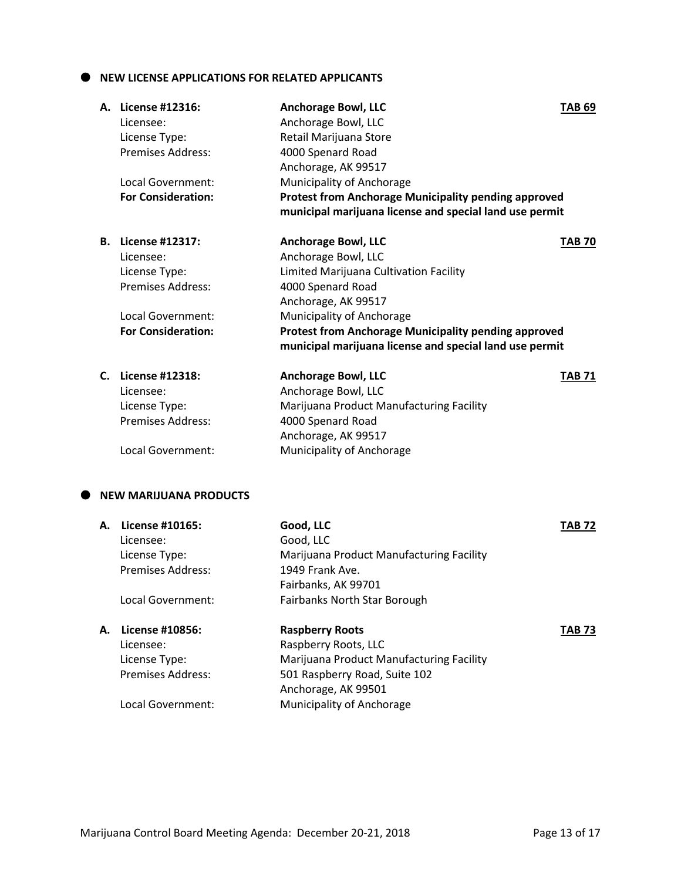## NEW LICENSE APPLICATIONS FOR RELATED APPLICANTS

**A. License #12316:** **Anchorage Bowl, LLC** **TAB 69**

Licensee: Anchorage Bowl, LLC
License Type: Retail Marijuana Store
Premises Address: 4000 Spenard Road
Anchorage, AK 99517
Local Government: Municipality of Anchorage
**For Consideration:** **Protest from Anchorage Municipality pending approved municipal marijuana license and special land use permit**

**B. License #12317:** **Anchorage Bowl, LLC** **TAB 70**

Licensee: Anchorage Bowl, LLC
License Type: Limited Marijuana Cultivation Facility
Premises Address: 4000 Spenard Road
Anchorage, AK 99517
Local Government: Municipality of Anchorage
**For Consideration:** **Protest from Anchorage Municipality pending approved municipal marijuana license and special land use permit**

**C. License #12318:** **Anchorage Bowl, LLC** **TAB 71**

Licensee: Anchorage Bowl, LLC
License Type: Marijuana Product Manufacturing Facility
Premises Address: 4000 Spenard Road
Anchorage, AK 99517
Local Government: Municipality of Anchorage

## NEW MARIJUANA PRODUCTS

**A. License #10165:** **Good, LLC** **TAB 72**

Licensee: Good, LLC
License Type: Marijuana Product Manufacturing Facility
Premises Address: 1949 Frank Ave.
Fairbanks, AK 99701
Local Government: Fairbanks North Star Borough

**A. License #10856:** **Raspberry Roots** **TAB 73**

Licensee: Raspberry Roots, LLC
License Type: Marijuana Product Manufacturing Facility
Premises Address: 501 Raspberry Road, Suite 102
Anchorage, AK 99501
Local Government: Municipality of Anchorage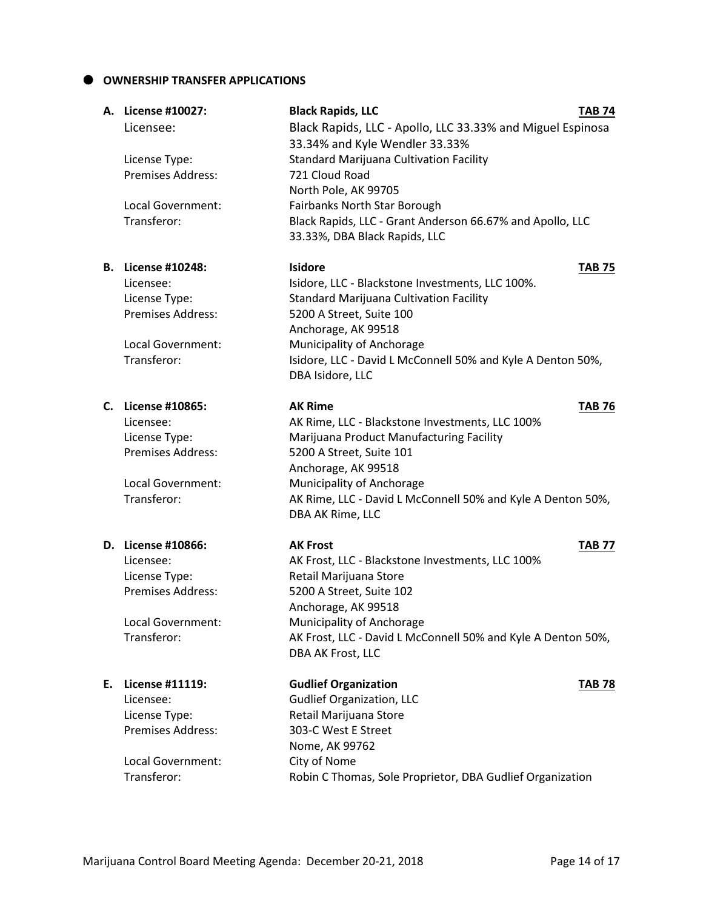## OWNERSHIP TRANSFER APPLICATIONS

**A. License #10027:** **Black Rapids, LLC** **TAB 74**

Licensee: Black Rapids, LLC - Apollo, LLC 33.33% and Miguel Espinosa 33.34% and Kyle Wendler 33.33%
License Type: Standard Marijuana Cultivation Facility
Premises Address: 721 Cloud Road
North Pole, AK 99705
Local Government: Fairbanks North Star Borough
Transferor: Black Rapids, LLC - Grant Anderson 66.67% and Apollo, LLC 33.33%, DBA Black Rapids, LLC

**B. License #10248:** **Isidore** **TAB 75**

Licensee: Isidore, LLC - Blackstone Investments, LLC 100%.
License Type: Standard Marijuana Cultivation Facility
Premises Address: 5200 A Street, Suite 100
Anchorage, AK 99518
Local Government: Municipality of Anchorage
Transferor: Isidore, LLC - David L McConnell 50% and Kyle A Denton 50%, DBA Isidore, LLC

**C. License #10865:** **AK Rime** **TAB 76**

Licensee: AK Rime, LLC - Blackstone Investments, LLC 100%
License Type: Marijuana Product Manufacturing Facility
Premises Address: 5200 A Street, Suite 101
Anchorage, AK 99518
Local Government: Municipality of Anchorage
Transferor: AK Rime, LLC - David L McConnell 50% and Kyle A Denton 50%, DBA AK Rime, LLC

**D. License #10866:** **AK Frost** **TAB 77**

Licensee: AK Frost, LLC - Blackstone Investments, LLC 100%
License Type: Retail Marijuana Store
Premises Address: 5200 A Street, Suite 102
Anchorage, AK 99518
Local Government: Municipality of Anchorage
Transferor: AK Frost, LLC - David L McConnell 50% and Kyle A Denton 50%, DBA AK Frost, LLC

**E. License #11119:** **Gudlief Organization** **TAB 78**

Licensee: Gudlief Organization, LLC
License Type: Retail Marijuana Store
Premises Address: 303-C West E Street
Nome, AK 99762
Local Government: City of Nome
Transferor: Robin C Thomas, Sole Proprietor, DBA Gudlief Organization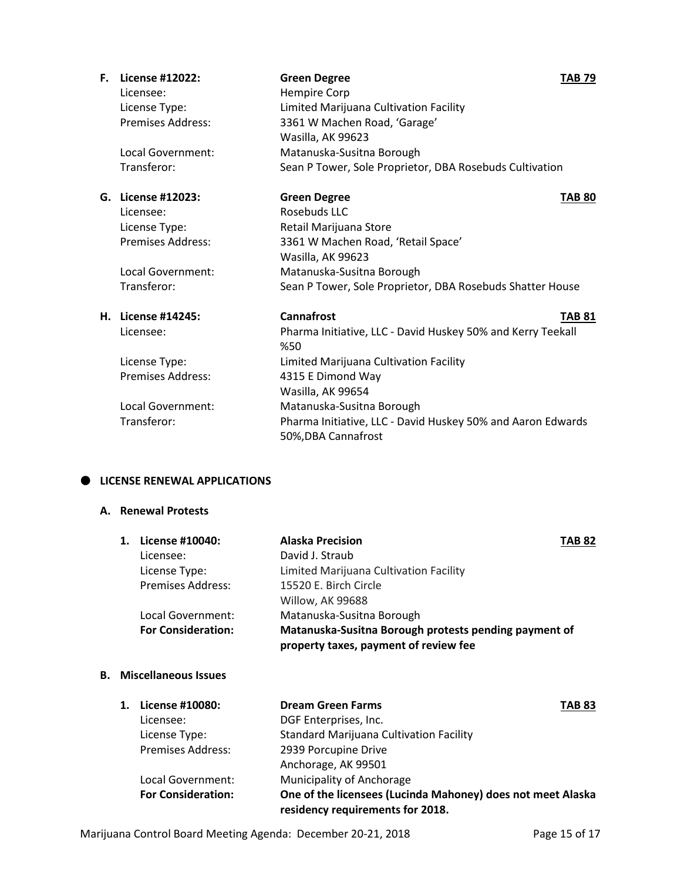**F. License #12022:** **Green Degree** **TAB 79**

Licensee: Hempire Corp
License Type: Limited Marijuana Cultivation Facility
Premises Address: 3361 W Machen Road, 'Garage'
Wasilla, AK 99623
Local Government: Matanuska-Susitna Borough
Transferor: Sean P Tower, Sole Proprietor, DBA Rosebuds Cultivation

**G. License #12023:** **Green Degree** **TAB 80**

Licensee: Rosebuds LLC
License Type: Retail Marijuana Store
Premises Address: 3361 W Machen Road, 'Retail Space'
Wasilla, AK 99623
Local Government: Matanuska-Susitna Borough
Transferor: Sean P Tower, Sole Proprietor, DBA Rosebuds Shatter House

**H. License #14245:** **Cannafrost** **TAB 81**

Licensee: Pharma Initiative, LLC - David Huskey 50% and Kerry Teekall %50
License Type: Limited Marijuana Cultivation Facility
Premises Address: 4315 E Dimond Way
Wasilla, AK 99654
Local Government: Matanuska-Susitna Borough
Transferor: Pharma Initiative, LLC - David Huskey 50% and Aaron Edwards 50%,DBA Cannafrost

- **LICENSE RENEWAL APPLICATIONS**

**A. Renewal Protests**

**1. License #10040:** **Alaska Precision** **TAB 82**

Licensee: David J. Straub
License Type: Limited Marijuana Cultivation Facility
Premises Address: 15520 E. Birch Circle
Willow, AK 99688
Local Government: Matanuska-Susitna Borough
**For Consideration:** **Matanuska-Susitna Borough protests pending payment of property taxes, payment of review fee**

**B. Miscellaneous Issues**

**1. License #10080:** **Dream Green Farms** **TAB 83**

Licensee: DGF Enterprises, Inc.
License Type: Standard Marijuana Cultivation Facility
Premises Address: 2939 Porcupine Drive
Anchorage, AK 99501
Local Government: Municipality of Anchorage
**For Consideration:** **One of the licensees (Lucinda Mahoney) does not meet Alaska residency requirements for 2018.**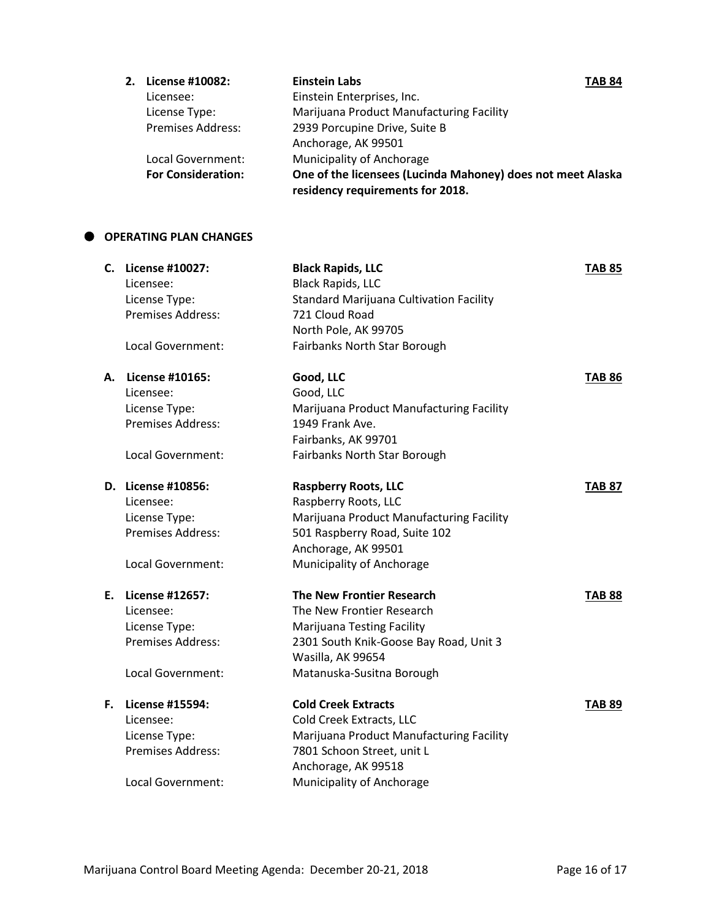2. **License #10082:** **Einstein Labs** **TAB 84**

   Licensee: Einstein Enterprises, Inc.
   License Type: Marijuana Product Manufacturing Facility
   Premises Address: 2939 Porcupine Drive, Suite B
   Anchorage, AK 99501
   Local Government: Municipality of Anchorage
   **For Consideration:** **One of the licensees (Lucinda Mahoney) does not meet Alaska residency requirements for 2018.**

## OPERATING PLAN CHANGES

C. **License #10027:** **Black Rapids, LLC** **TAB 85**

   Licensee: Black Rapids, LLC
   License Type: Standard Marijuana Cultivation Facility
   Premises Address: 721 Cloud Road
   North Pole, AK 99705
   Local Government: Fairbanks North Star Borough

A. **License #10165:** **Good, LLC** **TAB 86**

   Licensee: Good, LLC
   License Type: Marijuana Product Manufacturing Facility
   Premises Address: 1949 Frank Ave.
   Fairbanks, AK 99701
   Local Government: Fairbanks North Star Borough

D. **License #10856:** **Raspberry Roots, LLC** **TAB 87**

   Licensee: Raspberry Roots, LLC
   License Type: Marijuana Product Manufacturing Facility
   Premises Address: 501 Raspberry Road, Suite 102
   Anchorage, AK 99501
   Local Government: Municipality of Anchorage

E. **License #12657:** **The New Frontier Research** **TAB 88**

   Licensee: The New Frontier Research
   License Type: Marijuana Testing Facility
   Premises Address: 2301 South Knik-Goose Bay Road, Unit 3
   Wasilla, AK 99654
   Local Government: Matanuska-Susitna Borough

F. **License #15594:** **Cold Creek Extracts** **TAB 89**

   Licensee: Cold Creek Extracts, LLC
   License Type: Marijuana Product Manufacturing Facility
   Premises Address: 7801 Schoon Street, unit L
   Anchorage, AK 99518
   Local Government: Municipality of Anchorage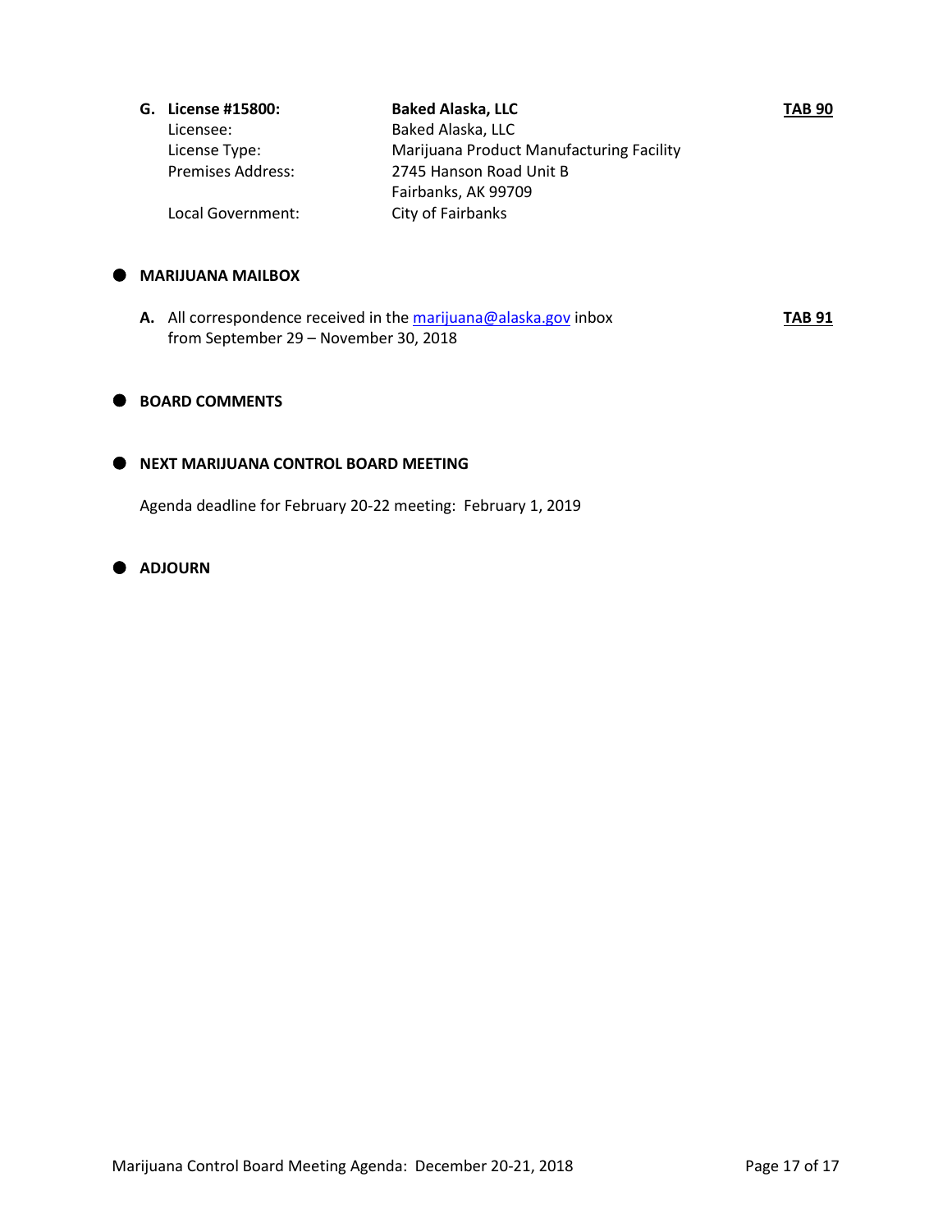**G. License #15800:** **Baked Alaska, LLC** **TAB 90**

| | |
|---|---|
| Licensee: | Baked Alaska, LLC |
| License Type: | Marijuana Product Manufacturing Facility |
| Premises Address: | 2745 Hanson Road Unit B<br>Fairbanks, AK 99709 |
| Local Government: | City of Fairbanks |

## MARIJUANA MAILBOX

**A.** All correspondence received in the marijuana@alaska.gov inbox from September 29 – November 30, 2018 **TAB 91**

## BOARD COMMENTS

## NEXT MARIJUANA CONTROL BOARD MEETING

Agenda deadline for February 20-22 meeting: February 1, 2019

## ADJOURN